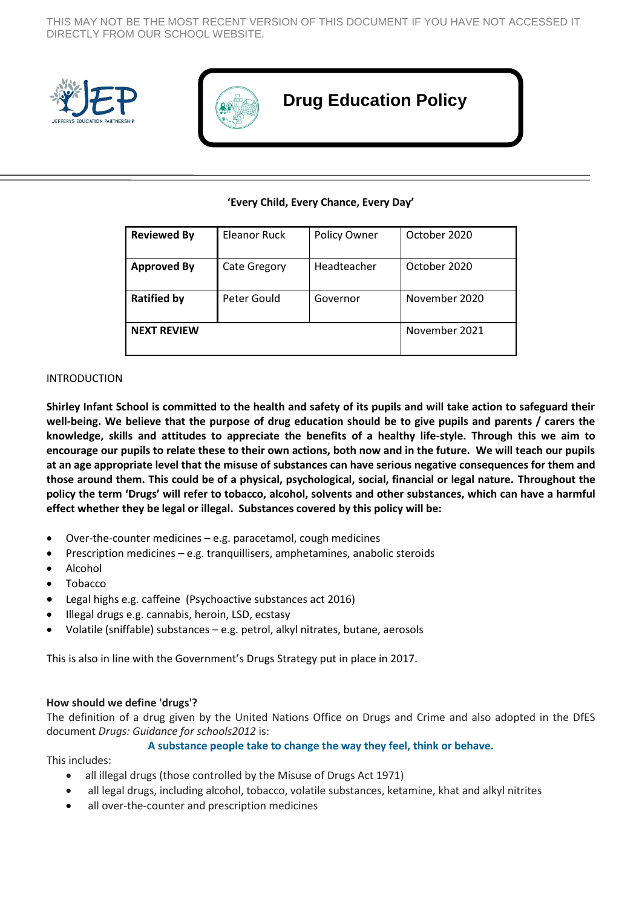THIS MAY NOT BE THE MOST RECENT VERSION OF THIS DOCUMENT IF YOU HAVE NOT ACCESSED IT DIRECTLY FROM OUR SCHOOL WEBSITE.

# Drug Education Policy

**'Every Child, Every Chance, Every Day'**

| **Reviewed By** | Eleanor Ruck | Policy Owner | October 2020 |
|---|---|---|---|
| **Approved By** | Cate Gregory | Headteacher | October 2020 |
| **Ratified by** | Peter Gould | Governor | November 2020 |
| **NEXT REVIEW** | | | November 2021 |

INTRODUCTION

**Shirley Infant School is committed to the health and safety of its pupils and will take action to safeguard their well-being. We believe that the purpose of drug education should be to give pupils and parents / carers the knowledge, skills and attitudes to appreciate the benefits of a healthy life-style. Through this we aim to encourage our pupils to relate these to their own actions, both now and in the future. We will teach our pupils at an age appropriate level that the misuse of substances can have serious negative consequences for them and those around them. This could be of a physical, psychological, social, financial or legal nature. Throughout the policy the term 'Drugs' will refer to tobacco, alcohol, solvents and other substances, which can have a harmful effect whether they be legal or illegal. Substances covered by this policy will be:**

- Over-the-counter medicines – e.g. paracetamol, cough medicines
- Prescription medicines – e.g. tranquillisers, amphetamines, anabolic steroids
- Alcohol
- Tobacco
- Legal highs e.g. caffeine (Psychoactive substances act 2016)
- Illegal drugs e.g. cannabis, heroin, LSD, ecstasy
- Volatile (sniffable) substances – e.g. petrol, alkyl nitrates, butane, aerosols

This is also in line with the Government's Drugs Strategy put in place in 2017.

**How should we define 'drugs'?**

The definition of a drug given by the United Nations Office on Drugs and Crime and also adopted in the DfES document *Drugs: Guidance for schools2012* is:

**A substance people take to change the way they feel, think or behave.**

This includes:

- all illegal drugs (those controlled by the Misuse of Drugs Act 1971)
- all legal drugs, including alcohol, tobacco, volatile substances, ketamine, khat and alkyl nitrites
- all over-the-counter and prescription medicines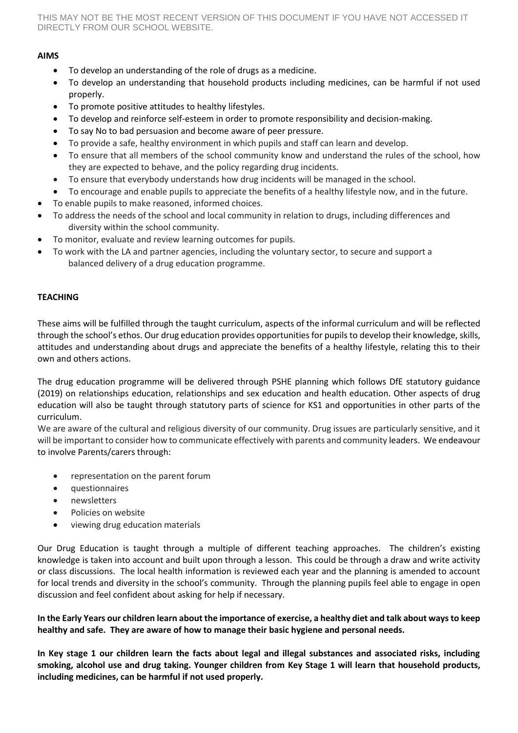THIS MAY NOT BE THE MOST RECENT VERSION OF THIS DOCUMENT IF YOU HAVE NOT ACCESSED IT DIRECTLY FROM OUR SCHOOL WEBSITE.

**AIMS**

- To develop an understanding of the role of drugs as a medicine.
- To develop an understanding that household products including medicines, can be harmful if not used properly.
- To promote positive attitudes to healthy lifestyles.
- To develop and reinforce self-esteem in order to promote responsibility and decision-making.
- To say No to bad persuasion and become aware of peer pressure.
- To provide a safe, healthy environment in which pupils and staff can learn and develop.
- To ensure that all members of the school community know and understand the rules of the school, how they are expected to behave, and the policy regarding drug incidents.
- To ensure that everybody understands how drug incidents will be managed in the school.
- To encourage and enable pupils to appreciate the benefits of a healthy lifestyle now, and in the future.
- To enable pupils to make reasoned, informed choices.
- To address the needs of the school and local community in relation to drugs, including differences and diversity within the school community.
- To monitor, evaluate and review learning outcomes for pupils.
- To work with the LA and partner agencies, including the voluntary sector, to secure and support a balanced delivery of a drug education programme.

**TEACHING**

These aims will be fulfilled through the taught curriculum, aspects of the informal curriculum and will be reflected through the school's ethos. Our drug education provides opportunities for pupils to develop their knowledge, skills, attitudes and understanding about drugs and appreciate the benefits of a healthy lifestyle, relating this to their own and others actions.

The drug education programme will be delivered through PSHE planning which follows DfE statutory guidance (2019) on relationships education, relationships and sex education and health education. Other aspects of drug education will also be taught through statutory parts of science for KS1 and opportunities in other parts of the curriculum.
We are aware of the cultural and religious diversity of our community. Drug issues are particularly sensitive, and it will be important to consider how to communicate effectively with parents and community leaders. We endeavour to involve Parents/carers through:

- representation on the parent forum
- questionnaires
- newsletters
- Policies on website
- viewing drug education materials

Our Drug Education is taught through a multiple of different teaching approaches. The children's existing knowledge is taken into account and built upon through a lesson. This could be through a draw and write activity or class discussions. The local health information is reviewed each year and the planning is amended to account for local trends and diversity in the school's community. Through the planning pupils feel able to engage in open discussion and feel confident about asking for help if necessary.

**In the Early Years our children learn about the importance of exercise, a healthy diet and talk about ways to keep healthy and safe. They are aware of how to manage their basic hygiene and personal needs.**

**In Key stage 1 our children learn the facts about legal and illegal substances and associated risks, including smoking, alcohol use and drug taking. Younger children from Key Stage 1 will learn that household products, including medicines, can be harmful if not used properly.**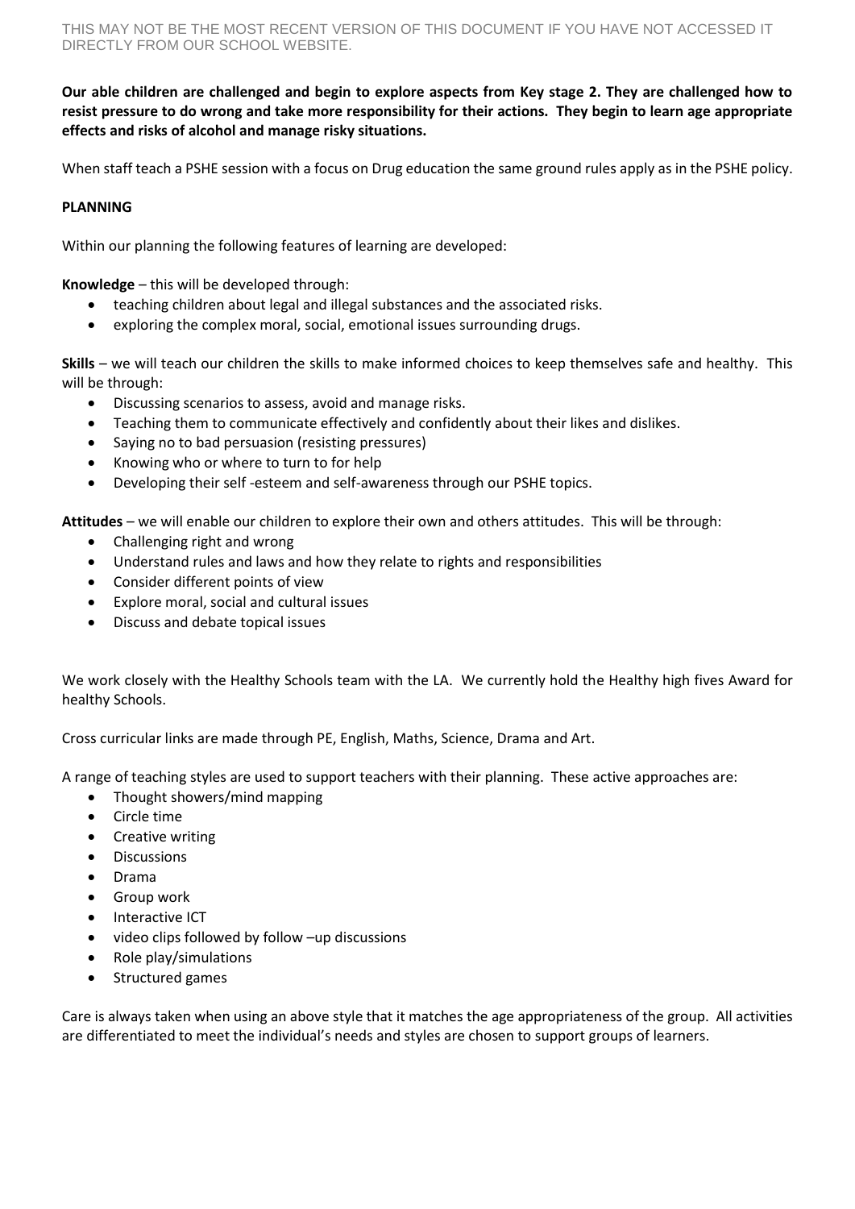**Our able children are challenged and begin to explore aspects from Key stage 2. They are challenged how to resist pressure to do wrong and take more responsibility for their actions. They begin to learn age appropriate effects and risks of alcohol and manage risky situations.**

When staff teach a PSHE session with a focus on Drug education the same ground rules apply as in the PSHE policy.

**PLANNING**

Within our planning the following features of learning are developed:

**Knowledge** – this will be developed through:

- teaching children about legal and illegal substances and the associated risks.
- exploring the complex moral, social, emotional issues surrounding drugs.

**Skills** – we will teach our children the skills to make informed choices to keep themselves safe and healthy. This will be through:

- Discussing scenarios to assess, avoid and manage risks.
- Teaching them to communicate effectively and confidently about their likes and dislikes.
- Saying no to bad persuasion (resisting pressures)
- Knowing who or where to turn to for help
- Developing their self -esteem and self-awareness through our PSHE topics.

**Attitudes** – we will enable our children to explore their own and others attitudes. This will be through:

- Challenging right and wrong
- Understand rules and laws and how they relate to rights and responsibilities
- Consider different points of view
- Explore moral, social and cultural issues
- Discuss and debate topical issues

We work closely with the Healthy Schools team with the LA. We currently hold the Healthy high fives Award for healthy Schools.

Cross curricular links are made through PE, English, Maths, Science, Drama and Art.

A range of teaching styles are used to support teachers with their planning. These active approaches are:

- Thought showers/mind mapping
- Circle time
- Creative writing
- Discussions
- Drama
- Group work
- Interactive ICT
- video clips followed by follow –up discussions
- Role play/simulations
- Structured games

Care is always taken when using an above style that it matches the age appropriateness of the group. All activities are differentiated to meet the individual's needs and styles are chosen to support groups of learners.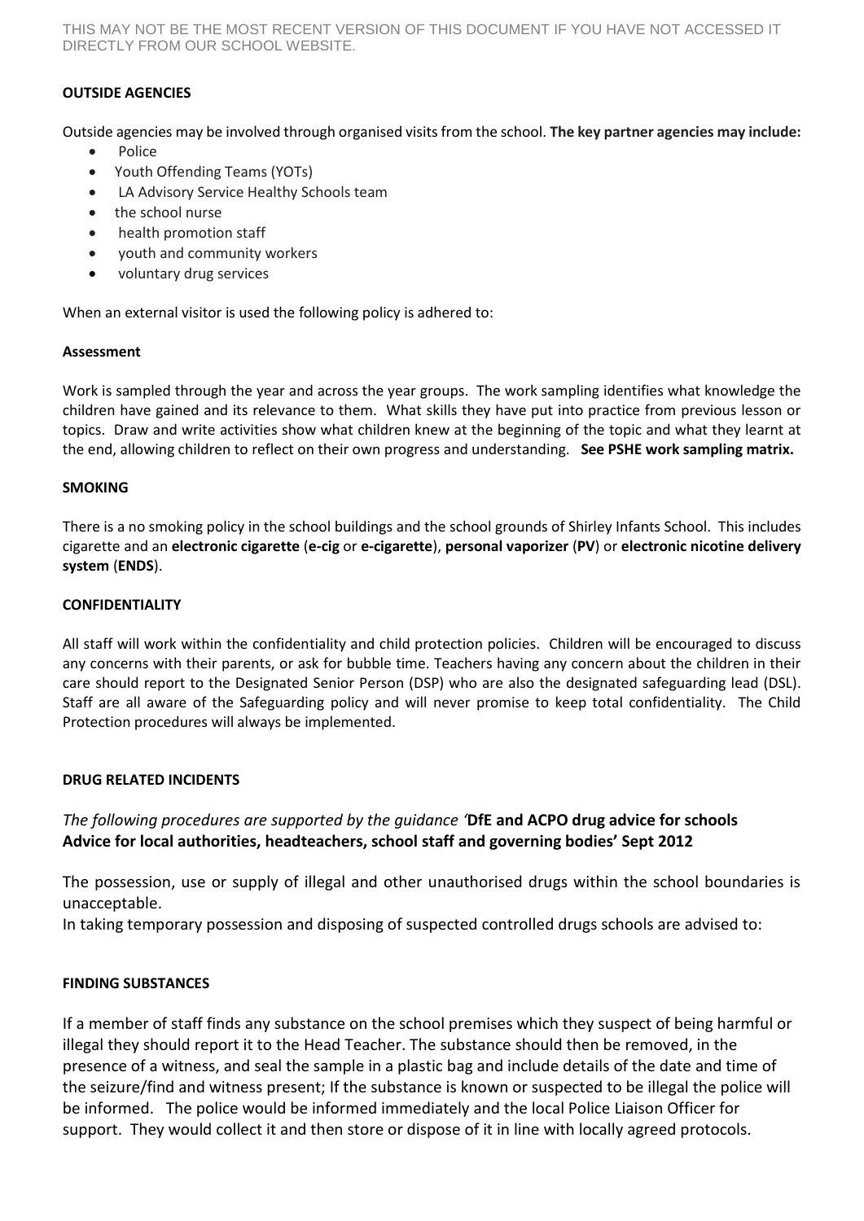## OUTSIDE AGENCIES

Outside agencies may be involved through organised visits from the school. **The key partner agencies may include:**

- Police
- Youth Offending Teams (YOTs)
- LA Advisory Service Healthy Schools team
- the school nurse
- health promotion staff
- youth and community workers
- voluntary drug services

When an external visitor is used the following policy is adhered to:

## Assessment

Work is sampled through the year and across the year groups. The work sampling identifies what knowledge the children have gained and its relevance to them. What skills they have put into practice from previous lesson or topics. Draw and write activities show what children knew at the beginning of the topic and what they learnt at the end, allowing children to reflect on their own progress and understanding. **See PSHE work sampling matrix.**

## SMOKING

There is a no smoking policy in the school buildings and the school grounds of Shirley Infants School. This includes cigarette and an **electronic cigarette** (**e-cig** or **e-cigarette**), **personal vaporizer** (**PV**) or **electronic nicotine delivery system** (**ENDS**).

## CONFIDENTIALITY

All staff will work within the confidentiality and child protection policies. Children will be encouraged to discuss any concerns with their parents, or ask for bubble time. Teachers having any concern about the children in their care should report to the Designated Senior Person (DSP) who are also the designated safeguarding lead (DSL). Staff are all aware of the Safeguarding policy and will never promise to keep total confidentiality. The Child Protection procedures will always be implemented.

## DRUG RELATED INCIDENTS

*The following procedures are supported by the guidance '***DfE and ACPO drug advice for schools Advice for local authorities, headteachers, school staff and governing bodies' Sept 2012**

The possession, use or supply of illegal and other unauthorised drugs within the school boundaries is unacceptable.
In taking temporary possession and disposing of suspected controlled drugs schools are advised to:

## FINDING SUBSTANCES

If a member of staff finds any substance on the school premises which they suspect of being harmful or illegal they should report it to the Head Teacher. The substance should then be removed, in the presence of a witness, and seal the sample in a plastic bag and include details of the date and time of the seizure/find and witness present; If the substance is known or suspected to be illegal the police will be informed. The police would be informed immediately and the local Police Liaison Officer for support. They would collect it and then store or dispose of it in line with locally agreed protocols.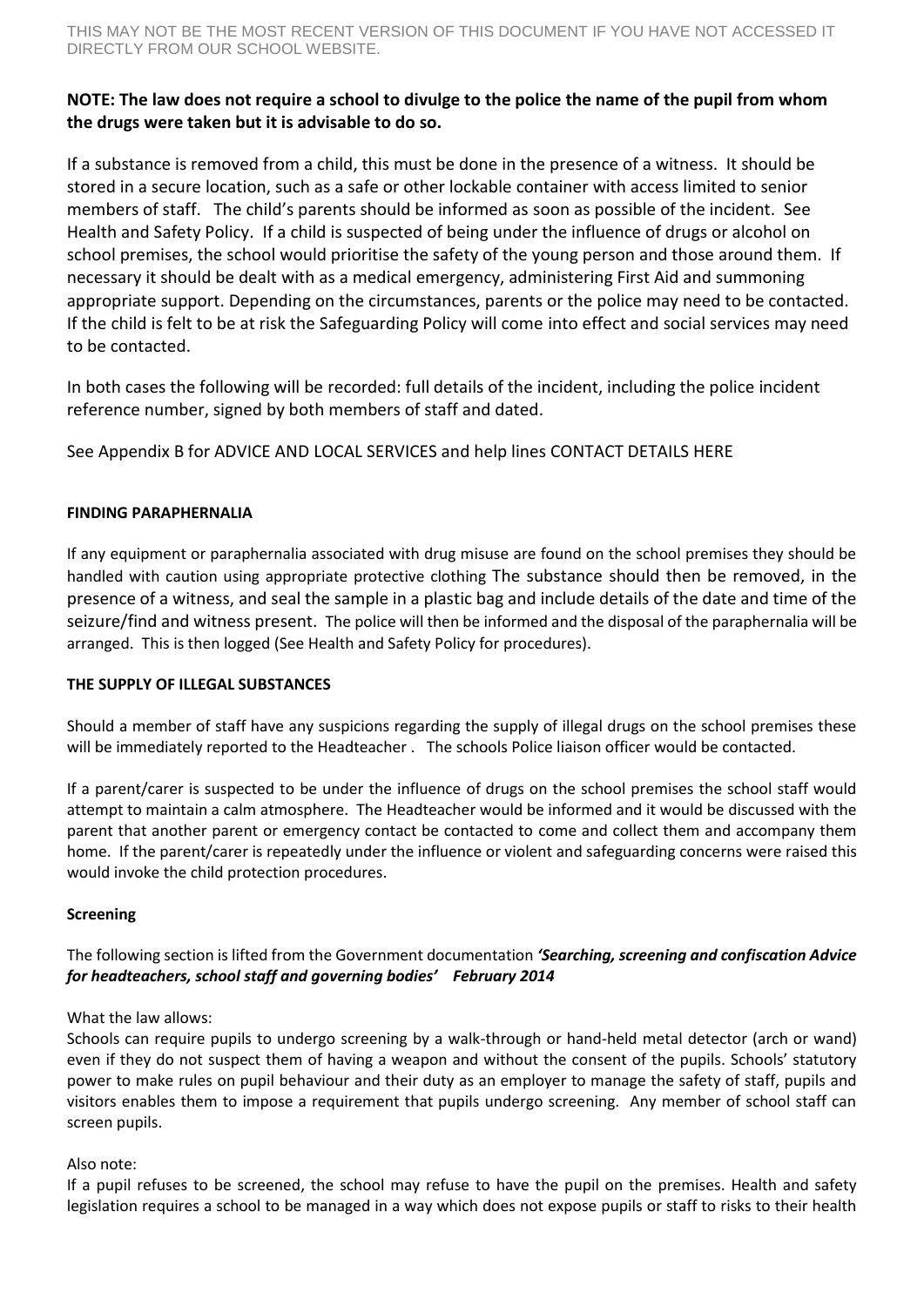**NOTE: The law does not require a school to divulge to the police the name of the pupil from whom the drugs were taken but it is advisable to do so.**

If a substance is removed from a child, this must be done in the presence of a witness. It should be stored in a secure location, such as a safe or other lockable container with access limited to senior members of staff. The child's parents should be informed as soon as possible of the incident. See Health and Safety Policy. If a child is suspected of being under the influence of drugs or alcohol on school premises, the school would prioritise the safety of the young person and those around them. If necessary it should be dealt with as a medical emergency, administering First Aid and summoning appropriate support. Depending on the circumstances, parents or the police may need to be contacted. If the child is felt to be at risk the Safeguarding Policy will come into effect and social services may need to be contacted.

In both cases the following will be recorded: full details of the incident, including the police incident reference number, signed by both members of staff and dated.

See Appendix B for ADVICE AND LOCAL SERVICES and help lines CONTACT DETAILS HERE

**FINDING PARAPHERNALIA**

If any equipment or paraphernalia associated with drug misuse are found on the school premises they should be handled with caution using appropriate protective clothing The substance should then be removed, in the presence of a witness, and seal the sample in a plastic bag and include details of the date and time of the seizure/find and witness present. The police will then be informed and the disposal of the paraphernalia will be arranged. This is then logged (See Health and Safety Policy for procedures).

**THE SUPPLY OF ILLEGAL SUBSTANCES**

Should a member of staff have any suspicions regarding the supply of illegal drugs on the school premises these will be immediately reported to the Headteacher . The schools Police liaison officer would be contacted.

If a parent/carer is suspected to be under the influence of drugs on the school premises the school staff would attempt to maintain a calm atmosphere. The Headteacher would be informed and it would be discussed with the parent that another parent or emergency contact be contacted to come and collect them and accompany them home. If the parent/carer is repeatedly under the influence or violent and safeguarding concerns were raised this would invoke the child protection procedures.

**Screening**

The following section is lifted from the Government documentation ***'Searching, screening and confiscation Advice for headteachers, school staff and governing bodies' February 2014***

What the law allows:
Schools can require pupils to undergo screening by a walk-through or hand-held metal detector (arch or wand) even if they do not suspect them of having a weapon and without the consent of the pupils. Schools' statutory power to make rules on pupil behaviour and their duty as an employer to manage the safety of staff, pupils and visitors enables them to impose a requirement that pupils undergo screening. Any member of school staff can screen pupils.

Also note:
If a pupil refuses to be screened, the school may refuse to have the pupil on the premises. Health and safety legislation requires a school to be managed in a way which does not expose pupils or staff to risks to their health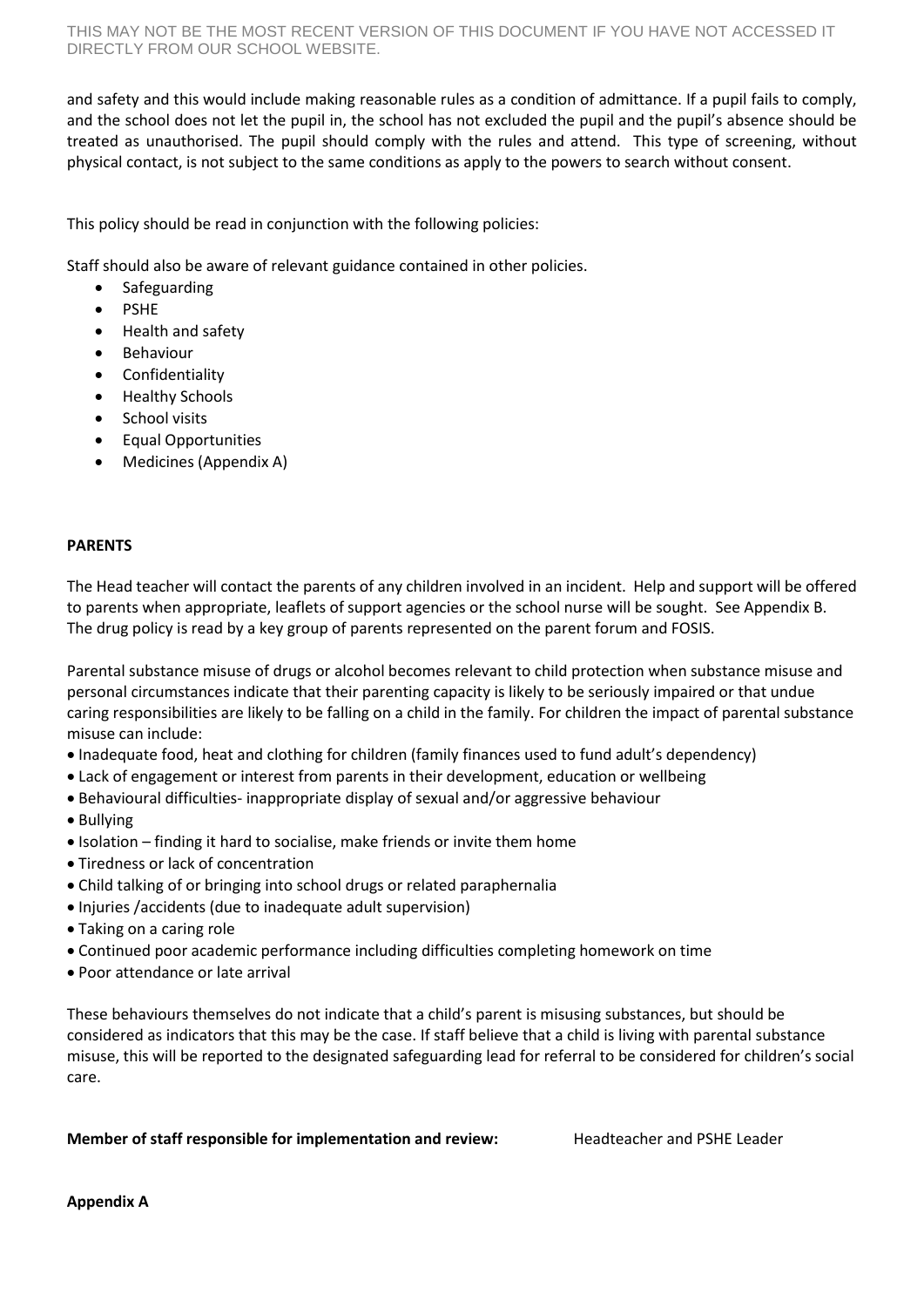and safety and this would include making reasonable rules as a condition of admittance. If a pupil fails to comply, and the school does not let the pupil in, the school has not excluded the pupil and the pupil's absence should be treated as unauthorised. The pupil should comply with the rules and attend. This type of screening, without physical contact, is not subject to the same conditions as apply to the powers to search without consent.

This policy should be read in conjunction with the following policies:

Staff should also be aware of relevant guidance contained in other policies.

- Safeguarding
- PSHE
- Health and safety
- Behaviour
- Confidentiality
- Healthy Schools
- School visits
- Equal Opportunities
- Medicines (Appendix A)

**PARENTS**

The Head teacher will contact the parents of any children involved in an incident. Help and support will be offered to parents when appropriate, leaflets of support agencies or the school nurse will be sought. See Appendix B. The drug policy is read by a key group of parents represented on the parent forum and FOSIS.

Parental substance misuse of drugs or alcohol becomes relevant to child protection when substance misuse and personal circumstances indicate that their parenting capacity is likely to be seriously impaired or that undue caring responsibilities are likely to be falling on a child in the family. For children the impact of parental substance misuse can include:

- Inadequate food, heat and clothing for children (family finances used to fund adult's dependency)
- Lack of engagement or interest from parents in their development, education or wellbeing
- Behavioural difficulties- inappropriate display of sexual and/or aggressive behaviour
- Bullying
- Isolation – finding it hard to socialise, make friends or invite them home
- Tiredness or lack of concentration
- Child talking of or bringing into school drugs or related paraphernalia
- Injuries /accidents (due to inadequate adult supervision)
- Taking on a caring role
- Continued poor academic performance including difficulties completing homework on time
- Poor attendance or late arrival

These behaviours themselves do not indicate that a child's parent is misusing substances, but should be considered as indicators that this may be the case. If staff believe that a child is living with parental substance misuse, this will be reported to the designated safeguarding lead for referral to be considered for children's social care.

**Member of staff responsible for implementation and review:** Headteacher and PSHE Leader

**Appendix A**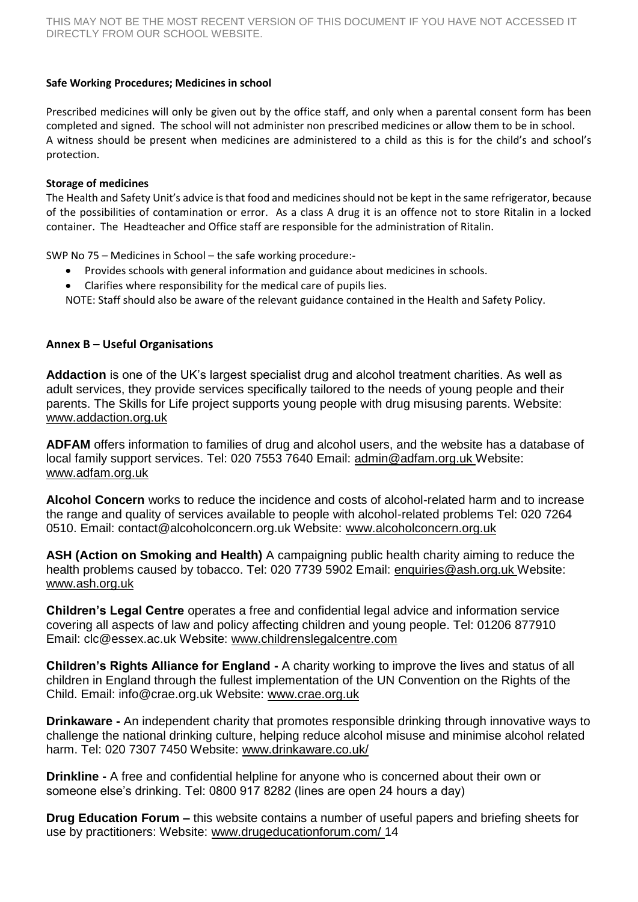**Safe Working Procedures; Medicines in school**

Prescribed medicines will only be given out by the office staff, and only when a parental consent form has been completed and signed. The school will not administer non prescribed medicines or allow them to be in school. A witness should be present when medicines are administered to a child as this is for the child's and school's protection.

**Storage of medicines**

The Health and Safety Unit's advice is that food and medicines should not be kept in the same refrigerator, because of the possibilities of contamination or error. As a class A drug it is an offence not to store Ritalin in a locked container. The Headteacher and Office staff are responsible for the administration of Ritalin.

SWP No 75 – Medicines in School – the safe working procedure:-

- Provides schools with general information and guidance about medicines in schools.
- Clarifies where responsibility for the medical care of pupils lies.

NOTE: Staff should also be aware of the relevant guidance contained in the Health and Safety Policy.

## Annex B – Useful Organisations

**Addaction** is one of the UK's largest specialist drug and alcohol treatment charities. As well as adult services, they provide services specifically tailored to the needs of young people and their parents. The Skills for Life project supports young people with drug misusing parents. Website: www.addaction.org.uk

**ADFAM** offers information to families of drug and alcohol users, and the website has a database of local family support services. Tel: 020 7553 7640 Email: admin@adfam.org.uk Website: www.adfam.org.uk

**Alcohol Concern** works to reduce the incidence and costs of alcohol-related harm and to increase the range and quality of services available to people with alcohol-related problems Tel: 020 7264 0510. Email: contact@alcoholconcern.org.uk Website: www.alcoholconcern.org.uk

**ASH (Action on Smoking and Health)** A campaigning public health charity aiming to reduce the health problems caused by tobacco. Tel: 020 7739 5902 Email: enquiries@ash.org.uk Website: www.ash.org.uk

**Children's Legal Centre** operates a free and confidential legal advice and information service covering all aspects of law and policy affecting children and young people. Tel: 01206 877910 Email: clc@essex.ac.uk Website: www.childrenslegalcentre.com

**Children's Rights Alliance for England -** A charity working to improve the lives and status of all children in England through the fullest implementation of the UN Convention on the Rights of the Child. Email: info@crae.org.uk Website: www.crae.org.uk

**Drinkaware -** An independent charity that promotes responsible drinking through innovative ways to challenge the national drinking culture, helping reduce alcohol misuse and minimise alcohol related harm. Tel: 020 7307 7450 Website: www.drinkaware.co.uk/

**Drinkline -** A free and confidential helpline for anyone who is concerned about their own or someone else's drinking. Tel: 0800 917 8282 (lines are open 24 hours a day)

**Drug Education Forum –** this website contains a number of useful papers and briefing sheets for use by practitioners: Website: www.drugeducationforum.com/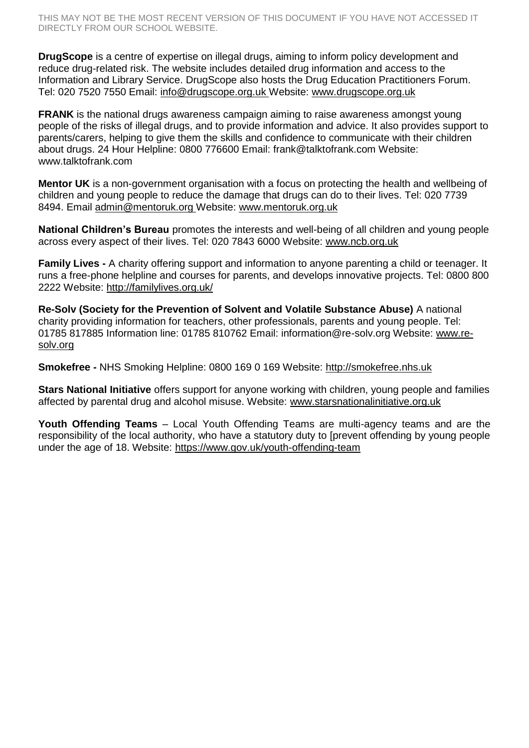**DrugScope** is a centre of expertise on illegal drugs, aiming to inform policy development and reduce drug-related risk. The website includes detailed drug information and access to the Information and Library Service. DrugScope also hosts the Drug Education Practitioners Forum. Tel: 020 7520 7550 Email: info@drugscope.org.uk Website: www.drugscope.org.uk

**FRANK** is the national drugs awareness campaign aiming to raise awareness amongst young people of the risks of illegal drugs, and to provide information and advice. It also provides support to parents/carers, helping to give them the skills and confidence to communicate with their children about drugs. 24 Hour Helpline: 0800 776600 Email: frank@talktofrank.com Website: www.talktofrank.com

**Mentor UK** is a non-government organisation with a focus on protecting the health and wellbeing of children and young people to reduce the damage that drugs can do to their lives. Tel: 020 7739 8494. Email admin@mentoruk.org Website: www.mentoruk.org.uk

**National Children's Bureau** promotes the interests and well-being of all children and young people across every aspect of their lives. Tel: 020 7843 6000 Website: www.ncb.org.uk

**Family Lives -** A charity offering support and information to anyone parenting a child or teenager. It runs a free-phone helpline and courses for parents, and develops innovative projects. Tel: 0800 800 2222 Website: http://familylives.org.uk/

**Re-Solv (Society for the Prevention of Solvent and Volatile Substance Abuse)** A national charity providing information for teachers, other professionals, parents and young people. Tel: 01785 817885 Information line: 01785 810762 Email: information@re-solv.org Website: www.re-solv.org

**Smokefree -** NHS Smoking Helpline: 0800 169 0 169 Website: http://smokefree.nhs.uk

**Stars National Initiative** offers support for anyone working with children, young people and families affected by parental drug and alcohol misuse. Website: www.starsnationalinitiative.org.uk

**Youth Offending Teams** – Local Youth Offending Teams are multi-agency teams and are the responsibility of the local authority, who have a statutory duty to [prevent offending by young people under the age of 18. Website: https://www.gov.uk/youth-offending-team